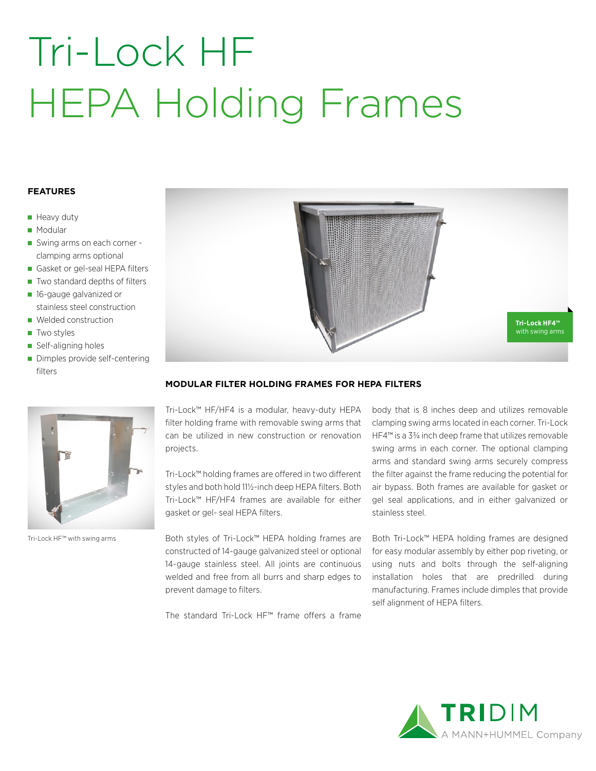# Tri-Lock HF
# HEPA Holding Frames

### FEATURES

- Heavy duty
- Modular
- Swing arms on each corner - clamping arms optional
- Gasket or gel-seal HEPA filters
- Two standard depths of filters
- 16-gauge galvanized or stainless steel construction
- Welded construction
- Two styles
- Self-aligning holes
- Dimples provide self-centering filters

**Tri-Lock HF4™**
with swing arms

Tri-Lock HF™ with swing arms

### MODULAR FILTER HOLDING FRAMES FOR HEPA FILTERS

Tri-Lock™ HF/HF4 is a modular, heavy-duty HEPA filter holding frame with removable swing arms that can be utilized in new construction or renovation projects.

Tri-Lock™ holding frames are offered in two different styles and both hold 11½-inch deep HEPA filters. Both Tri-Lock™ HF/HF4 frames are available for either gasket or gel- seal HEPA filters.

Both styles of Tri-Lock™ HEPA holding frames are constructed of 14-gauge galvanized steel or optional 14-gauge stainless steel. All joints are continuous welded and free from all burrs and sharp edges to prevent damage to filters.

The standard Tri-Lock HF™ frame offers a frame body that is 8 inches deep and utilizes removable clamping swing arms located in each corner. Tri-Lock HF4™ is a 3¾ inch deep frame that utilizes removable swing arms in each corner. The optional clamping arms and standard swing arms securely compress the filter against the frame reducing the potential for air bypass. Both frames are available for gasket or gel seal applications, and in either galvanized or stainless steel.

Both Tri-Lock™ HEPA holding frames are designed for easy modular assembly by either pop riveting, or using nuts and bolts through the self-aligning installation holes that are predrilled during manufacturing. Frames include dimples that provide self alignment of HEPA filters.

TRIDIM
A MANN+HUMMEL Company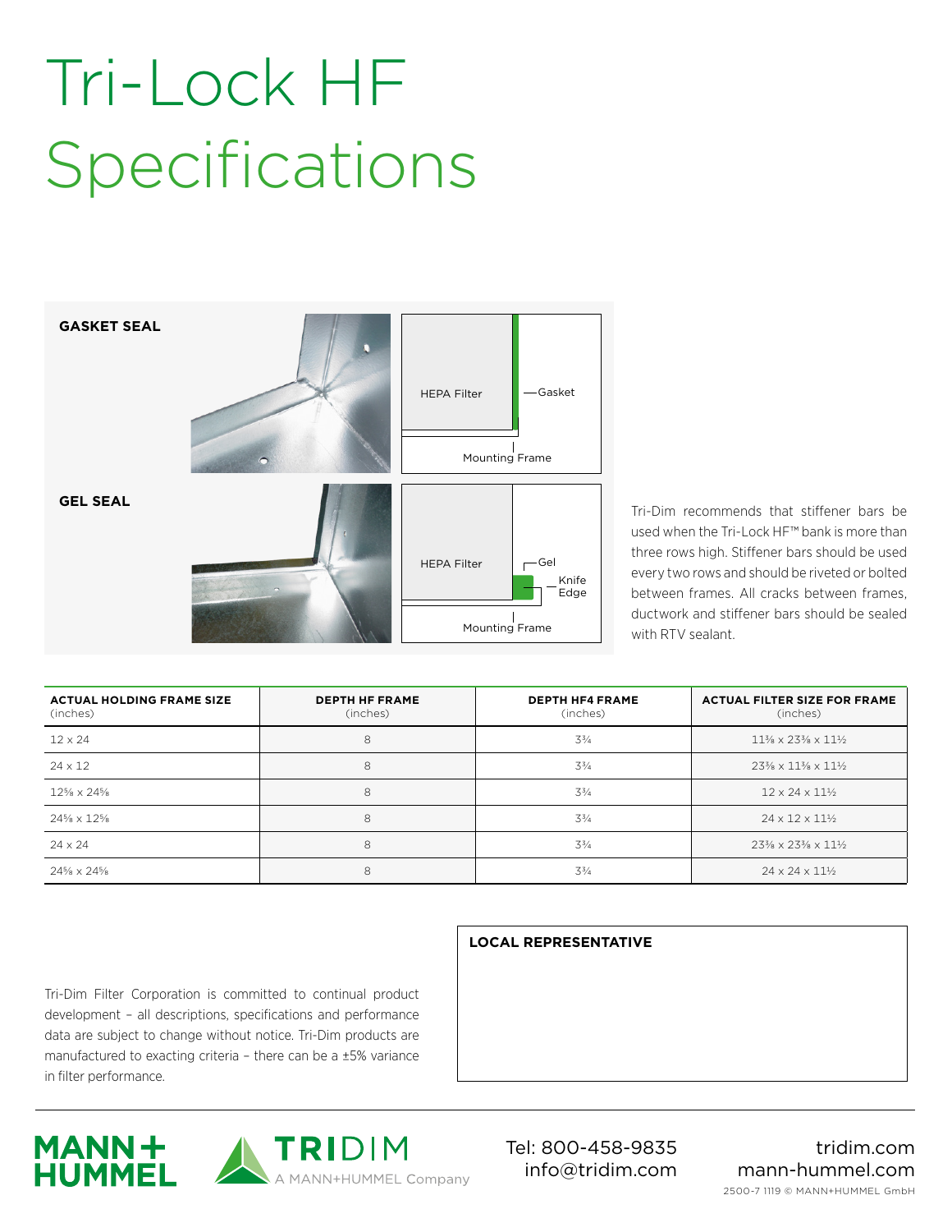# Tri-Lock HF Specifications

**GASKET SEAL**

HEPA Filter

Gasket

Mounting Frame

**GEL SEAL**

HEPA Filter

Gel

Knife Edge

Mounting Frame

Tri-Dim recommends that stiffener bars be used when the Tri-Lock HF™ bank is more than three rows high. Stiffener bars should be used every two rows and should be riveted or bolted between frames. All cracks between frames, ductwork and stiffener bars should be sealed with RTV sealant.

| ACTUAL HOLDING FRAME SIZE (inches) | DEPTH HF FRAME (inches) | DEPTH HF4 FRAME (inches) | ACTUAL FILTER SIZE FOR FRAME (inches) |
|---|---|---|---|
| 12 x 24 | 8 | 3¼ | 11⅜ x 23⅜ x 11½ |
| 24 x 12 | 8 | 3¼ | 23⅜ x 11⅜ x 11½ |
| 12⅝ x 24⅝ | 8 | 3¼ | 12 x 24 x 11½ |
| 24⅝ x 12⅝ | 8 | 3¼ | 24 x 12 x 11½ |
| 24 x 24 | 8 | 3¼ | 23⅜ x 23⅜ x 11½ |
| 24⅝ x 24⅝ | 8 | 3¼ | 24 x 24 x 11½ |

Tri-Dim Filter Corporation is committed to continual product development – all descriptions, specifications and performance data are subject to change without notice. Tri-Dim products are manufactured to exacting criteria – there can be a ±5% variance in filter performance.

**LOCAL REPRESENTATIVE**

MANN+HUMMEL

TRIDIM A MANN+HUMMEL Company

Tel: 800-458-9835
info@tridim.com

tridim.com
mann-hummel.com

2500-7 1119 © MANN+HUMMEL GmbH